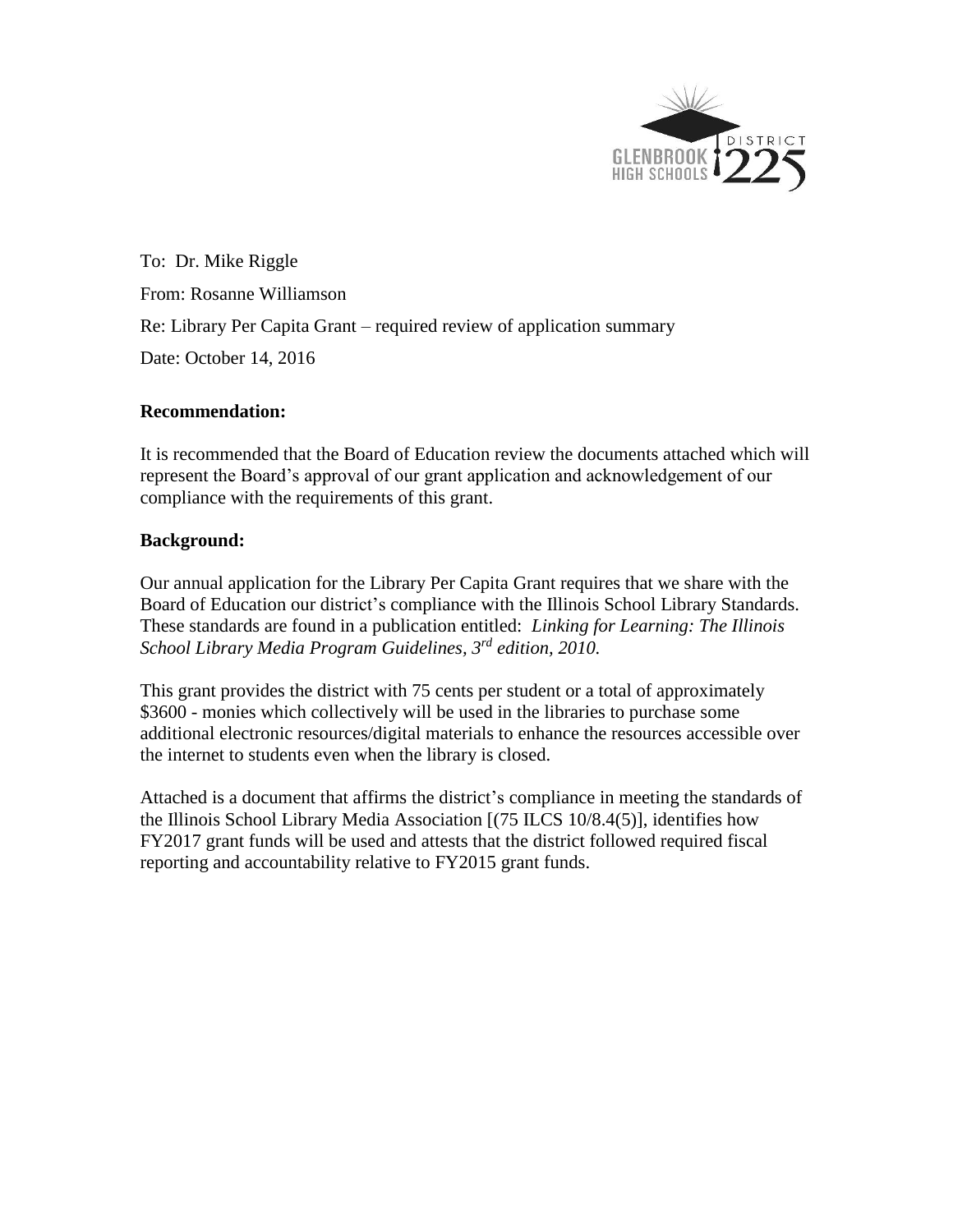To: Dr. Mike Riggle

From: Rosanne Williamson

Re: Library Per Capita Grant – required review of application summary

Date: October 14, 2016

**Recommendation:**

It is recommended that the Board of Education review the documents attached which will represent the Board's approval of our grant application and acknowledgement of our compliance with the requirements of this grant.

**Background:**

Our annual application for the Library Per Capita Grant requires that we share with the Board of Education our district's compliance with the Illinois School Library Standards. These standards are found in a publication entitled: *Linking for Learning: The Illinois School Library Media Program Guidelines, 3rd edition, 2010.*

This grant provides the district with 75 cents per student or a total of approximately $3600 - monies which collectively will be used in the libraries to purchase some additional electronic resources/digital materials to enhance the resources accessible over the internet to students even when the library is closed.

Attached is a document that affirms the district's compliance in meeting the standards of the Illinois School Library Media Association [(75 ILCS 10/8.4(5)], identifies how FY2017 grant funds will be used and attests that the district followed required fiscal reporting and accountability relative to FY2015 grant funds.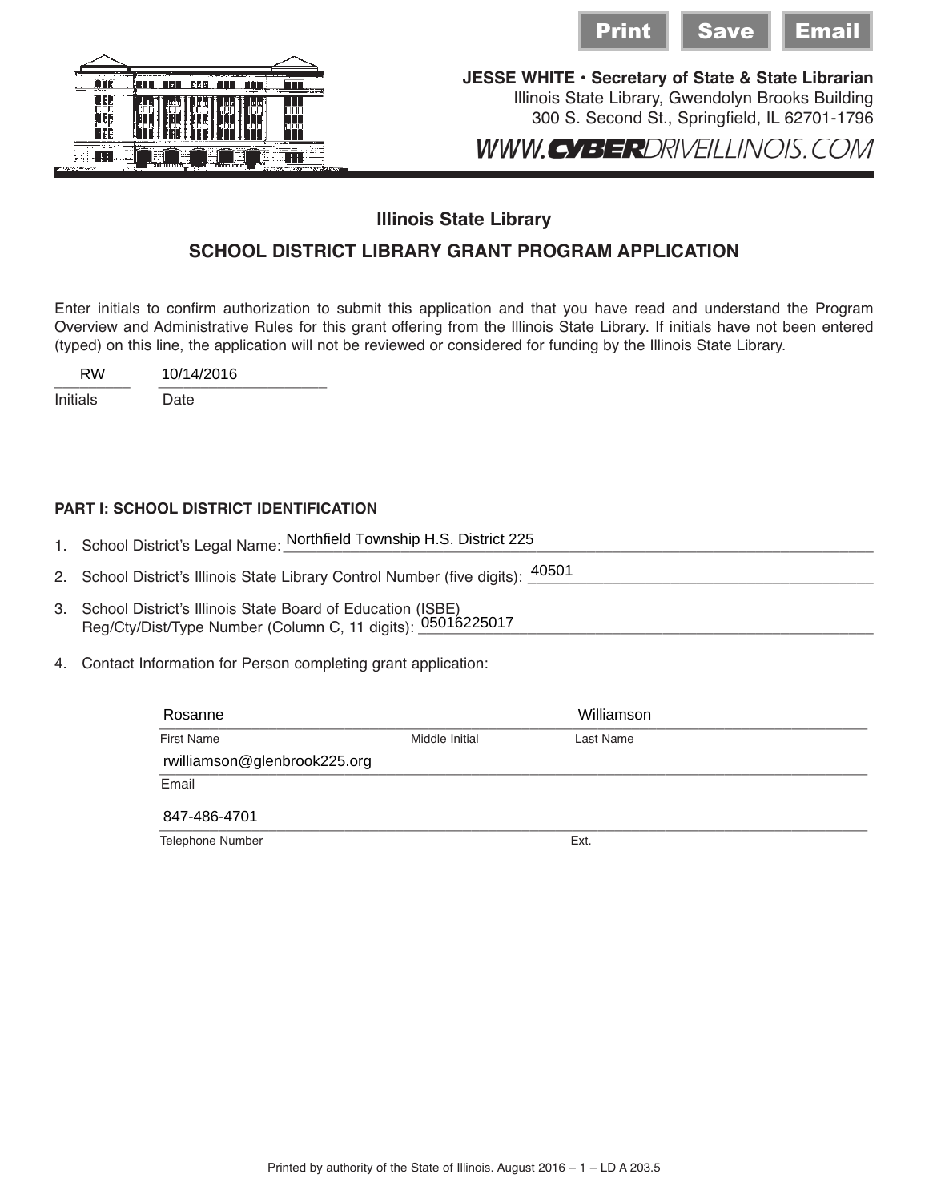Print Save Email

**JESSE WHITE • Secretary of State & State Librarian**
Illinois State Library, Gwendolyn Brooks Building
300 S. Second St., Springfield, IL 62701-1796

WWW.CYBERDRIVEILLINOIS.COM

## Illinois State Library

## SCHOOL DISTRICT LIBRARY GRANT PROGRAM APPLICATION

Enter initials to confirm authorization to submit this application and that you have read and understand the Program Overview and Administrative Rules for this grant offering from the Illinois State Library. If initials have not been entered (typed) on this line, the application will not be reviewed or considered for funding by the Illinois State Library.

| Initials | Date |
|---|---|
| RW | 10/14/2016 |

### PART I: SCHOOL DISTRICT IDENTIFICATION

1. School District's Legal Name: Northfield Township H.S. District 225
2. School District's Illinois State Library Control Number (five digits): 40501
3. School District's Illinois State Board of Education (ISBE) Reg/Cty/Dist/Type Number (Column C, 11 digits): 05016225017
4. Contact Information for Person completing grant application:

| First Name | Middle Initial | Last Name |
|---|---|---|
| Rosanne | | Williamson |

Email: rwilliamson@glenbrook225.org

| Telephone Number | Ext. |
|---|---|
| 847-486-4701 | |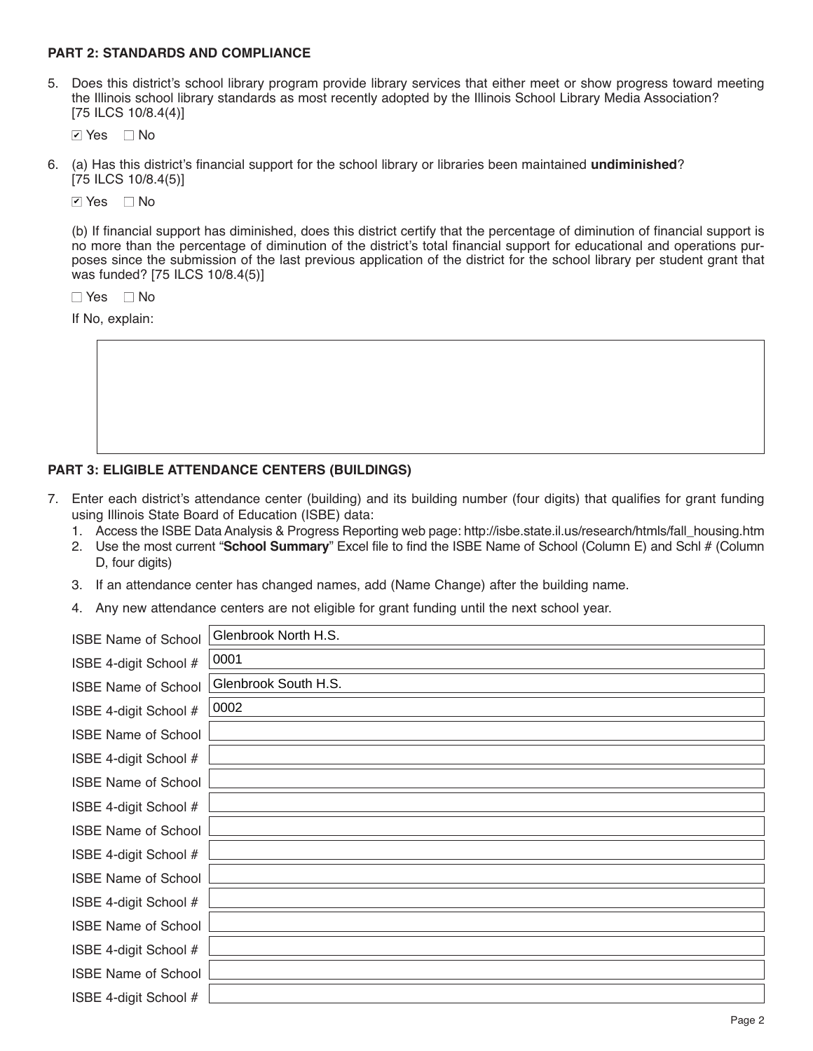**PART 2: STANDARDS AND COMPLIANCE**

5. Does this district's school library program provide library services that either meet or show progress toward meeting the Illinois school library standards as most recently adopted by the Illinois School Library Media Association? [75 ILCS 10/8.4(4)]

   ☑ Yes ☐ No

6. (a) Has this district's financial support for the school library or libraries been maintained **undiminished**? [75 ILCS 10/8.4(5)]

   ☑ Yes ☐ No

   (b) If financial support has diminished, does this district certify that the percentage of diminution of financial support is no more than the percentage of diminution of the district's total financial support for educational and operations purposes since the submission of the last previous application of the district for the school library per student grant that was funded? [75 ILCS 10/8.4(5)]

   ☐ Yes ☐ No

   If No, explain:

**PART 3: ELIGIBLE ATTENDANCE CENTERS (BUILDINGS)**

7. Enter each district's attendance center (building) and its building number (four digits) that qualifies for grant funding using Illinois State Board of Education (ISBE) data:
   1. Access the ISBE Data Analysis & Progress Reporting web page: http://isbe.state.il.us/research/htmls/fall_housing.htm
   2. Use the most current "**School Summary**" Excel file to find the ISBE Name of School (Column E) and Schl # (Column D, four digits)
   3. If an attendance center has changed names, add (Name Change) after the building name.
   4. Any new attendance centers are not eligible for grant funding until the next school year.

| | |
|---|---|
| ISBE Name of School | Glenbrook North H.S. |
| ISBE 4-digit School # | 0001 |
| ISBE Name of School | Glenbrook South H.S. |
| ISBE 4-digit School # | 0002 |
| ISBE Name of School | |
| ISBE 4-digit School # | |
| ISBE Name of School | |
| ISBE 4-digit School # | |
| ISBE Name of School | |
| ISBE 4-digit School # | |
| ISBE Name of School | |
| ISBE 4-digit School # | |
| ISBE Name of School | |
| ISBE 4-digit School # | |
| ISBE Name of School | |
| ISBE 4-digit School # | |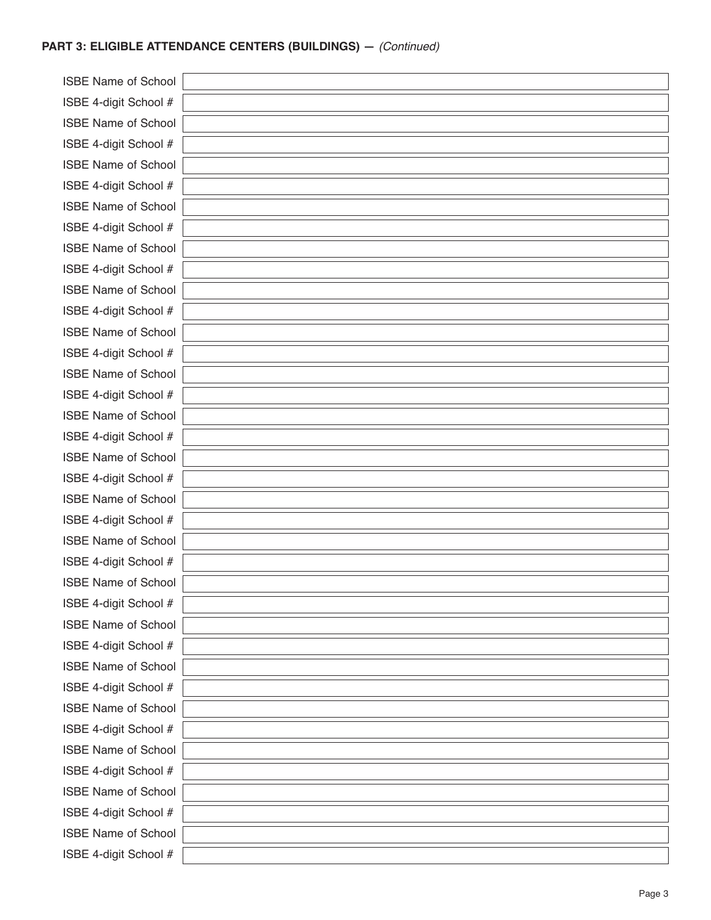**PART 3: ELIGIBLE ATTENDANCE CENTERS (BUILDINGS) —** *(Continued)*

| | |
|---|---|
| ISBE Name of School | |
| ISBE 4-digit School # | |
| ISBE Name of School | |
| ISBE 4-digit School # | |
| ISBE Name of School | |
| ISBE 4-digit School # | |
| ISBE Name of School | |
| ISBE 4-digit School # | |
| ISBE Name of School | |
| ISBE 4-digit School # | |
| ISBE Name of School | |
| ISBE 4-digit School # | |
| ISBE Name of School | |
| ISBE 4-digit School # | |
| ISBE Name of School | |
| ISBE 4-digit School # | |
| ISBE Name of School | |
| ISBE 4-digit School # | |
| ISBE Name of School | |
| ISBE 4-digit School # | |
| ISBE Name of School | |
| ISBE 4-digit School # | |
| ISBE Name of School | |
| ISBE 4-digit School # | |
| ISBE Name of School | |
| ISBE 4-digit School # | |
| ISBE Name of School | |
| ISBE 4-digit School # | |
| ISBE Name of School | |
| ISBE 4-digit School # | |
| ISBE Name of School | |
| ISBE 4-digit School # | |
| ISBE Name of School | |
| ISBE 4-digit School # | |
| ISBE Name of School | |
| ISBE 4-digit School # | |
| ISBE Name of School | |
| ISBE 4-digit School # | |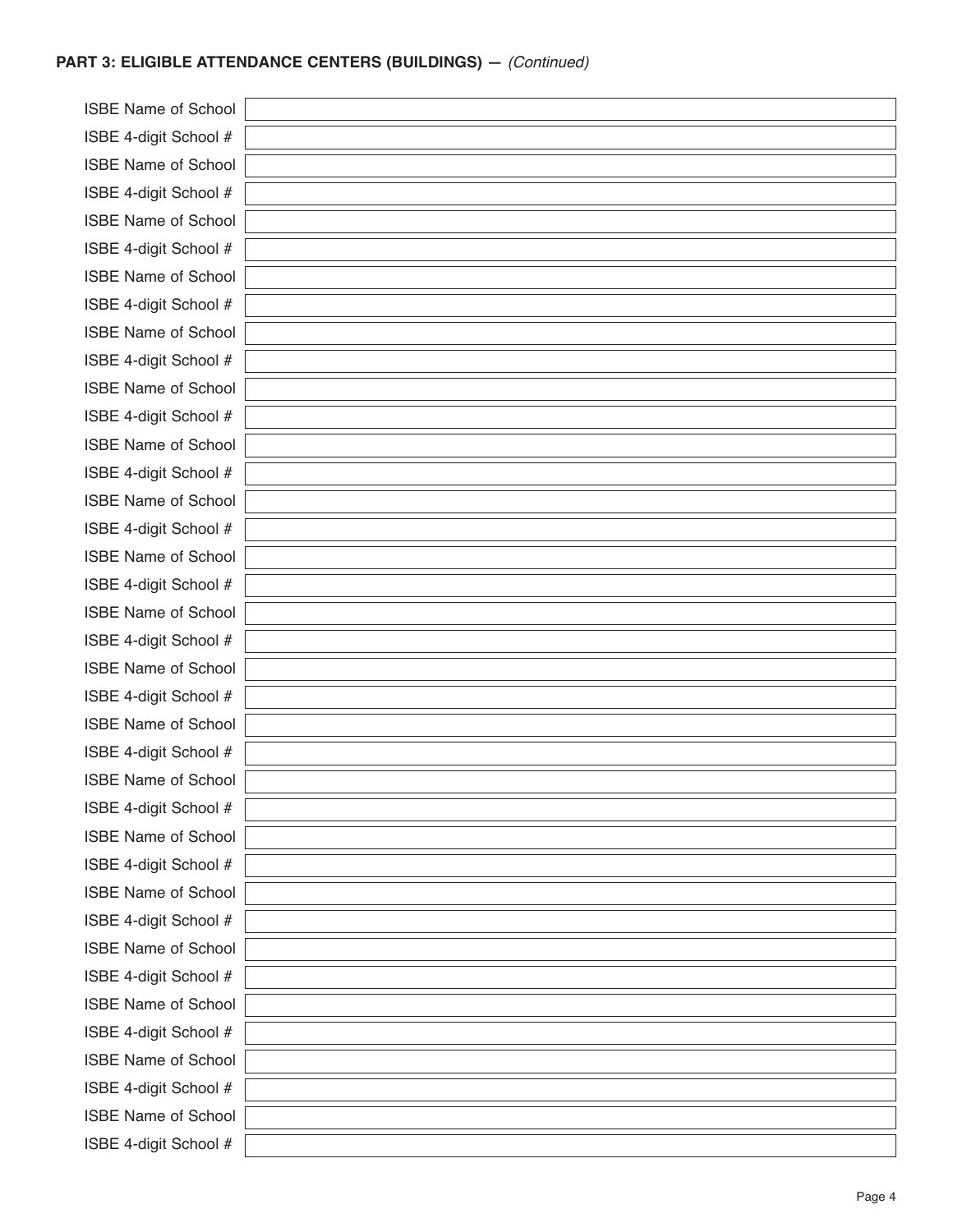**PART 3: ELIGIBLE ATTENDANCE CENTERS (BUILDINGS) —** *(Continued)*

| | |
|---|---|
| ISBE Name of School | |
| ISBE 4-digit School # | |
| ISBE Name of School | |
| ISBE 4-digit School # | |
| ISBE Name of School | |
| ISBE 4-digit School # | |
| ISBE Name of School | |
| ISBE 4-digit School # | |
| ISBE Name of School | |
| ISBE 4-digit School # | |
| ISBE Name of School | |
| ISBE 4-digit School # | |
| ISBE Name of School | |
| ISBE 4-digit School # | |
| ISBE Name of School | |
| ISBE 4-digit School # | |
| ISBE Name of School | |
| ISBE 4-digit School # | |
| ISBE Name of School | |
| ISBE 4-digit School # | |
| ISBE Name of School | |
| ISBE 4-digit School # | |
| ISBE Name of School | |
| ISBE 4-digit School # | |
| ISBE Name of School | |
| ISBE 4-digit School # | |
| ISBE Name of School | |
| ISBE 4-digit School # | |
| ISBE Name of School | |
| ISBE 4-digit School # | |
| ISBE Name of School | |
| ISBE 4-digit School # | |
| ISBE Name of School | |
| ISBE 4-digit School # | |
| ISBE Name of School | |
| ISBE 4-digit School # | |
| ISBE Name of School | |
| ISBE 4-digit School # | |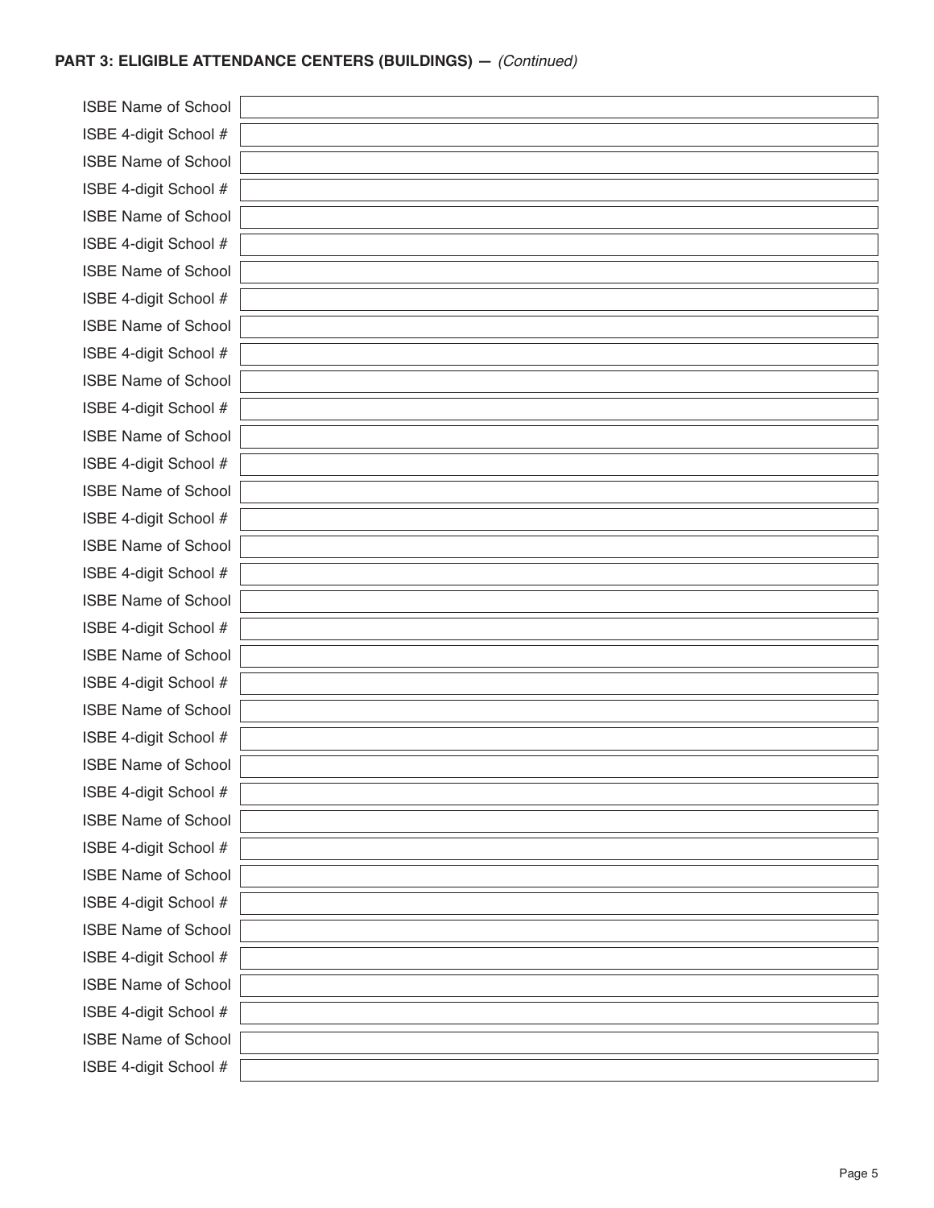**PART 3: ELIGIBLE ATTENDANCE CENTERS (BUILDINGS) —** *(Continued)*

| | |
|---|---|
| ISBE Name of School | |
| ISBE 4-digit School # | |
| ISBE Name of School | |
| ISBE 4-digit School # | |
| ISBE Name of School | |
| ISBE 4-digit School # | |
| ISBE Name of School | |
| ISBE 4-digit School # | |
| ISBE Name of School | |
| ISBE 4-digit School # | |
| ISBE Name of School | |
| ISBE 4-digit School # | |
| ISBE Name of School | |
| ISBE 4-digit School # | |
| ISBE Name of School | |
| ISBE 4-digit School # | |
| ISBE Name of School | |
| ISBE 4-digit School # | |
| ISBE Name of School | |
| ISBE 4-digit School # | |
| ISBE Name of School | |
| ISBE 4-digit School # | |
| ISBE Name of School | |
| ISBE 4-digit School # | |
| ISBE Name of School | |
| ISBE 4-digit School # | |
| ISBE Name of School | |
| ISBE 4-digit School # | |
| ISBE Name of School | |
| ISBE 4-digit School # | |
| ISBE Name of School | |
| ISBE 4-digit School # | |
| ISBE Name of School | |
| ISBE 4-digit School # | |
| ISBE Name of School | |
| ISBE 4-digit School # | |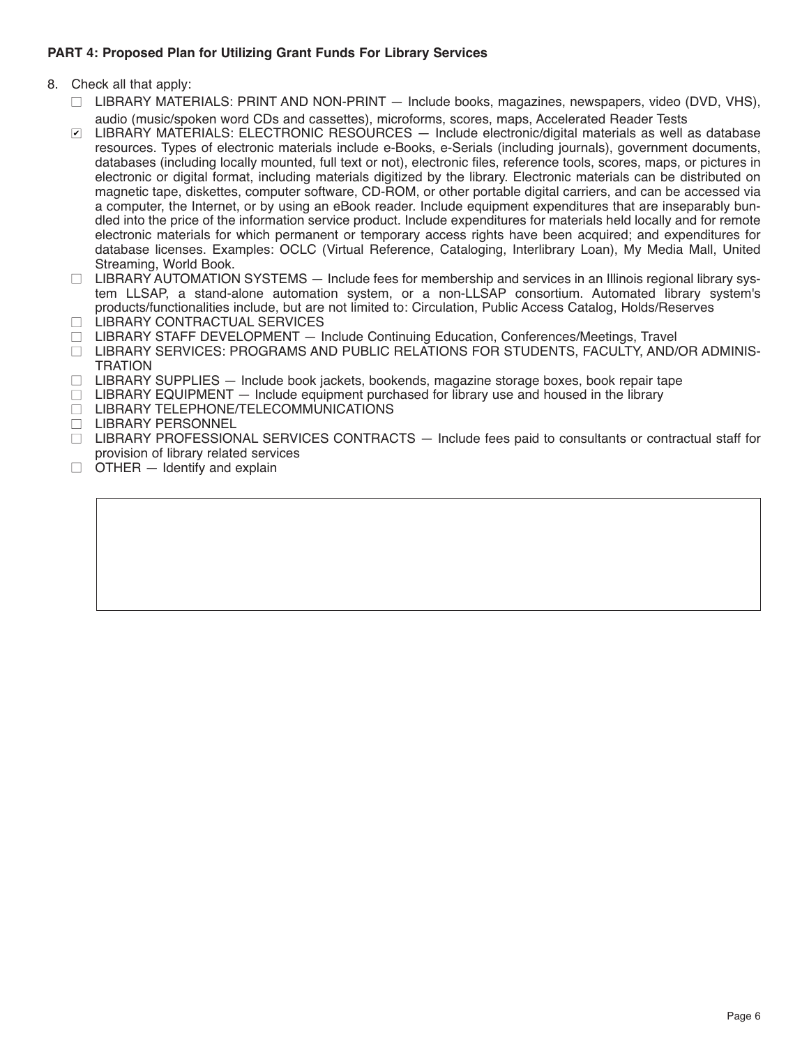**PART 4: Proposed Plan for Utilizing Grant Funds For Library Services**

8. Check all that apply:
   - ☐ LIBRARY MATERIALS: PRINT AND NON-PRINT — Include books, magazines, newspapers, video (DVD, VHS), audio (music/spoken word CDs and cassettes), microforms, scores, maps, Accelerated Reader Tests
   - ☑ LIBRARY MATERIALS: ELECTRONIC RESOURCES — Include electronic/digital materials as well as database resources. Types of electronic materials include e-Books, e-Serials (including journals), government documents, databases (including locally mounted, full text or not), electronic files, reference tools, scores, maps, or pictures in electronic or digital format, including materials digitized by the library. Electronic materials can be distributed on magnetic tape, diskettes, computer software, CD-ROM, or other portable digital carriers, and can be accessed via a computer, the Internet, or by using an eBook reader. Include equipment expenditures that are inseparably bundled into the price of the information service product. Include expenditures for materials held locally and for remote electronic materials for which permanent or temporary access rights have been acquired; and expenditures for database licenses. Examples: OCLC (Virtual Reference, Cataloging, Interlibrary Loan), My Media Mall, United Streaming, World Book.
   - ☐ LIBRARY AUTOMATION SYSTEMS — Include fees for membership and services in an Illinois regional library system LLSAP, a stand-alone automation system, or a non-LLSAP consortium. Automated library system's products/functionalities include, but are not limited to: Circulation, Public Access Catalog, Holds/Reserves
   - ☐ LIBRARY CONTRACTUAL SERVICES
   - ☐ LIBRARY STAFF DEVELOPMENT — Include Continuing Education, Conferences/Meetings, Travel
   - ☐ LIBRARY SERVICES: PROGRAMS AND PUBLIC RELATIONS FOR STUDENTS, FACULTY, AND/OR ADMINISTRATION
   - ☐ LIBRARY SUPPLIES — Include book jackets, bookends, magazine storage boxes, book repair tape
   - ☐ LIBRARY EQUIPMENT — Include equipment purchased for library use and housed in the library
   - ☐ LIBRARY TELEPHONE/TELECOMMUNICATIONS
   - ☐ LIBRARY PERSONNEL
   - ☐ LIBRARY PROFESSIONAL SERVICES CONTRACTS — Include fees paid to consultants or contractual staff for provision of library related services
   - ☐ OTHER — Identify and explain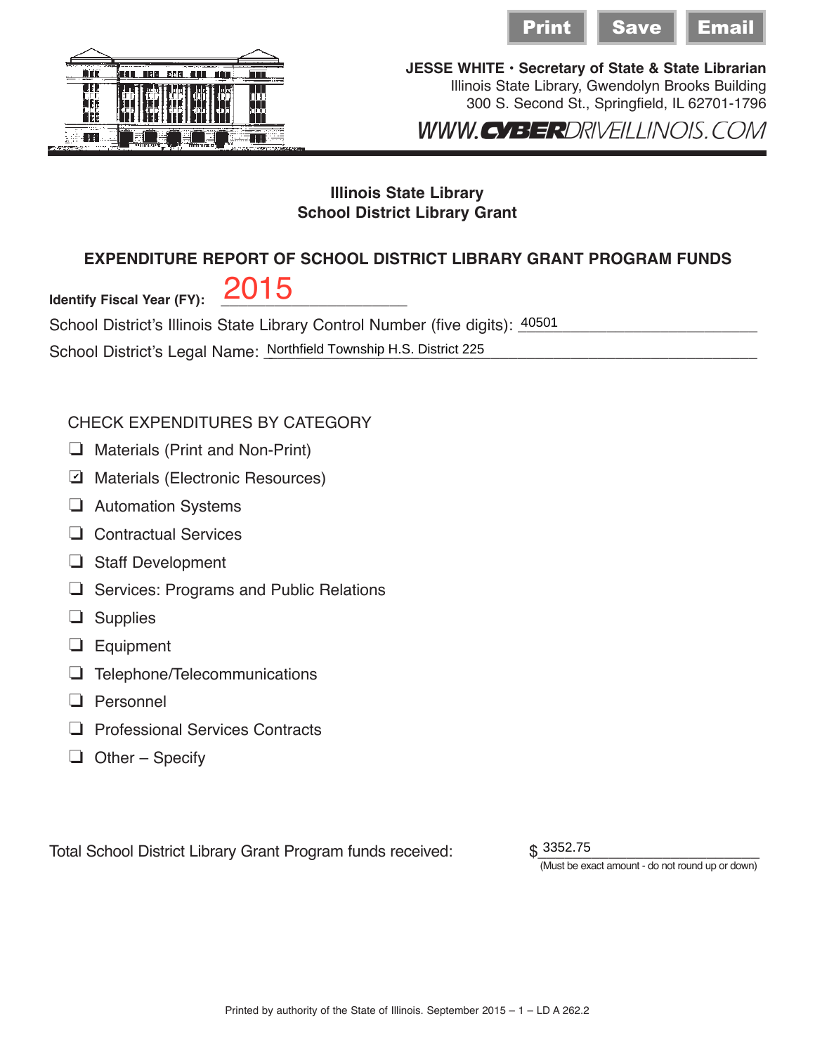Print Save Email

**JESSE WHITE • Secretary of State & State Librarian**
Illinois State Library, Gwendolyn Brooks Building
300 S. Second St., Springfield, IL 62701-1796
WWW.CYBERDRIVEILLINOIS.COM

## Illinois State Library
## School District Library Grant

### EXPENDITURE REPORT OF SCHOOL DISTRICT LIBRARY GRANT PROGRAM FUNDS

**Identify Fiscal Year (FY):** 2015

School District's Illinois State Library Control Number (five digits): 40501

School District's Legal Name: Northfield Township H.S. District 225

CHECK EXPENDITURES BY CATEGORY

- ☐ Materials (Print and Non-Print)
- ☑ Materials (Electronic Resources)
- ☐ Automation Systems
- ☐ Contractual Services
- ☐ Staff Development
- ☐ Services: Programs and Public Relations
- ☐ Supplies
- ☐ Equipment
- ☐ Telephone/Telecommunications
- ☐ Personnel
- ☐ Professional Services Contracts
- ☐ Other – Specify

Total School District Library Grant Program funds received: $ 3352.75
(Must be exact amount - do not round up or down)

Printed by authority of the State of Illinois. September 2015 – 1 – LD A 262.2